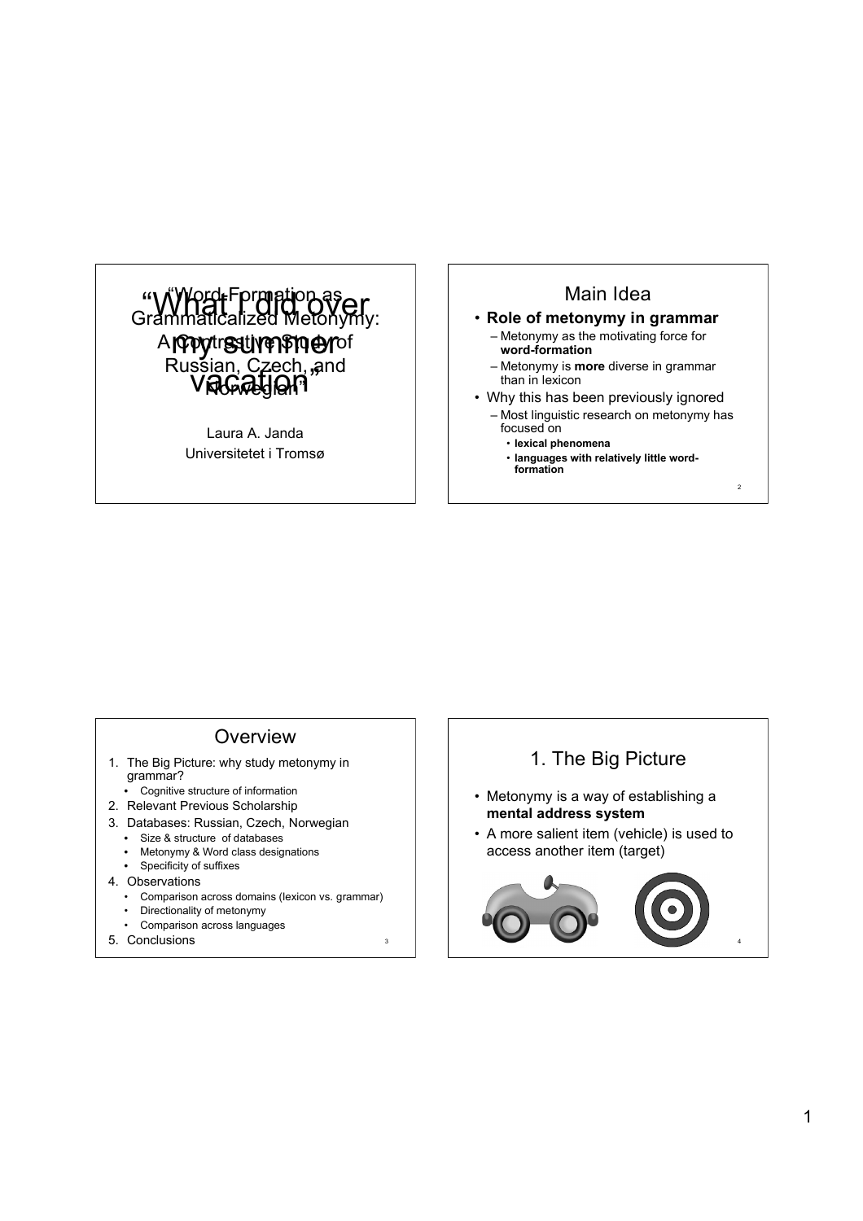## "Word-Formation as Grammaticalized Metonymy: A Contrastive Study of Russian, Czech, and Norwegian"

## "What I did over my summer vacation"

Laura A. Janda

Universitetet i Tromsø

---

## Main Idea

- **Role of metonymy in grammar**
  - Metonymy as the motivating force for **word-formation**
  - Metonymy is **more** diverse in grammar than in lexicon
- Why this has been previously ignored
  - Most linguistic research on metonymy has focused on
    - **lexical phenomena**
    - **languages with relatively little word-formation**

---

## Overview

1. The Big Picture: why study metonymy in grammar?
   - Cognitive structure of information
2. Relevant Previous Scholarship
3. Databases: Russian, Czech, Norwegian
   - Size & structure of databases
   - Metonymy & Word class designations
   - Specificity of suffixes
4. Observations
   - Comparison across domains (lexicon vs. grammar)
   - Directionality of metonymy
   - Comparison across languages
5. Conclusions

---

## 1. The Big Picture

- Metonymy is a way of establishing a **mental address system**
- A more salient item (vehicle) is used to access another item (target)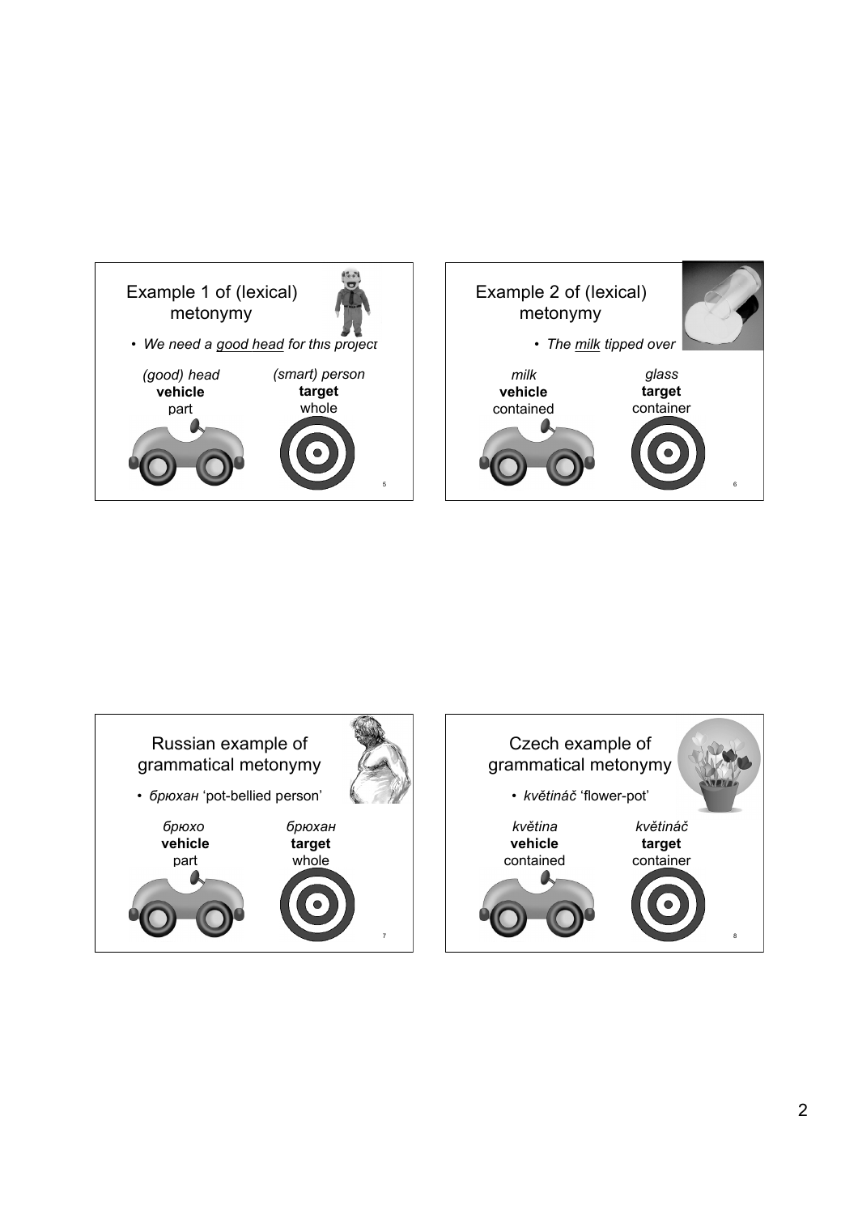## Example 1 of (lexical) metonymy

- *We need a good head for this project*

| *(good) head* | *(smart) person* |
|---|---|
| **vehicle** | **target** |
| part | whole |

## Example 2 of (lexical) metonymy

- *The milk tipped over*

| *milk* | *glass* |
|---|---|
| **vehicle** | **target** |
| contained | container |

## Russian example of grammatical metonymy

- *брюхан* 'pot-bellied person'

| *брюхо* | *брюхан* |
|---|---|
| **vehicle** | **target** |
| part | whole |

## Czech example of grammatical metonymy

- *květináč* 'flower-pot'

| *květina* | *květináč* |
|---|---|
| **vehicle** | **target** |
| contained | container |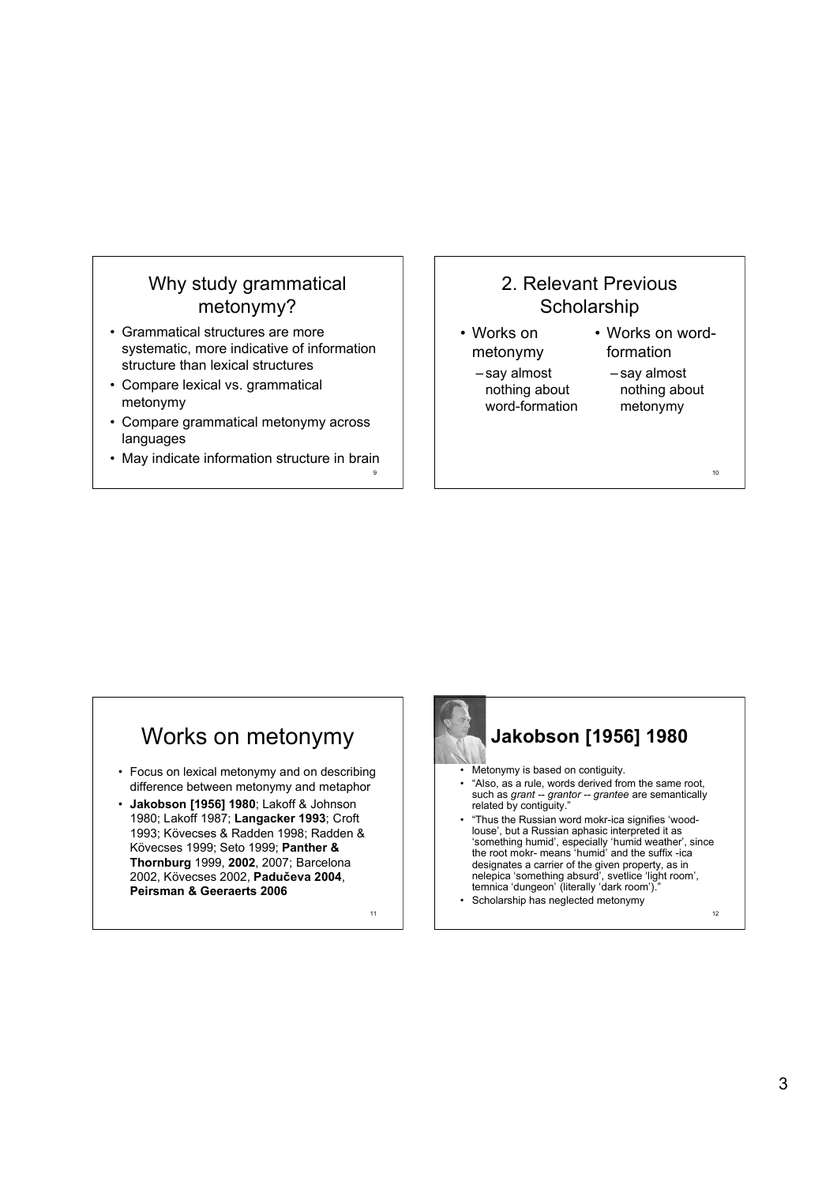## Why study grammatical metonymy?

- Grammatical structures are more systematic, more indicative of information structure than lexical structures
- Compare lexical vs. grammatical metonymy
- Compare grammatical metonymy across languages
- May indicate information structure in brain

## 2. Relevant Previous Scholarship

- Works on metonymy
  - say almost nothing about word-formation
- Works on word-formation
  - say almost nothing about metonymy

## Works on metonymy

- Focus on lexical metonymy and on describing difference between metonymy and metaphor
- **Jakobson [1956] 1980**; Lakoff & Johnson 1980; Lakoff 1987; **Langacker 1993**; Croft 1993; Kövecses & Radden 1998; Radden & Kövecses 1999; Seto 1999; **Panther & Thornburg** 1999, **2002**, 2007; Barcelona 2002, Kövecses 2002, **Padučeva 2004**, **Peirsman & Geeraerts 2006**

## Jakobson [1956] 1980

- Metonymy is based on contiguity.
- "Also, as a rule, words derived from the same root, such as *grant -- grantor -- grantee* are semantically related by contiguity."
- "Thus the Russian word mokr-ica signifies 'wood-louse', but a Russian aphasic interpreted it as 'something humid', especially 'humid weather', since the root mokr- means 'humid' and the suffix -ica designates a carrier of the given property, as in nelepica 'something absurd', svetlice 'light room', temnica 'dungeon' (literally 'dark room')."
- Scholarship has neglected metonymy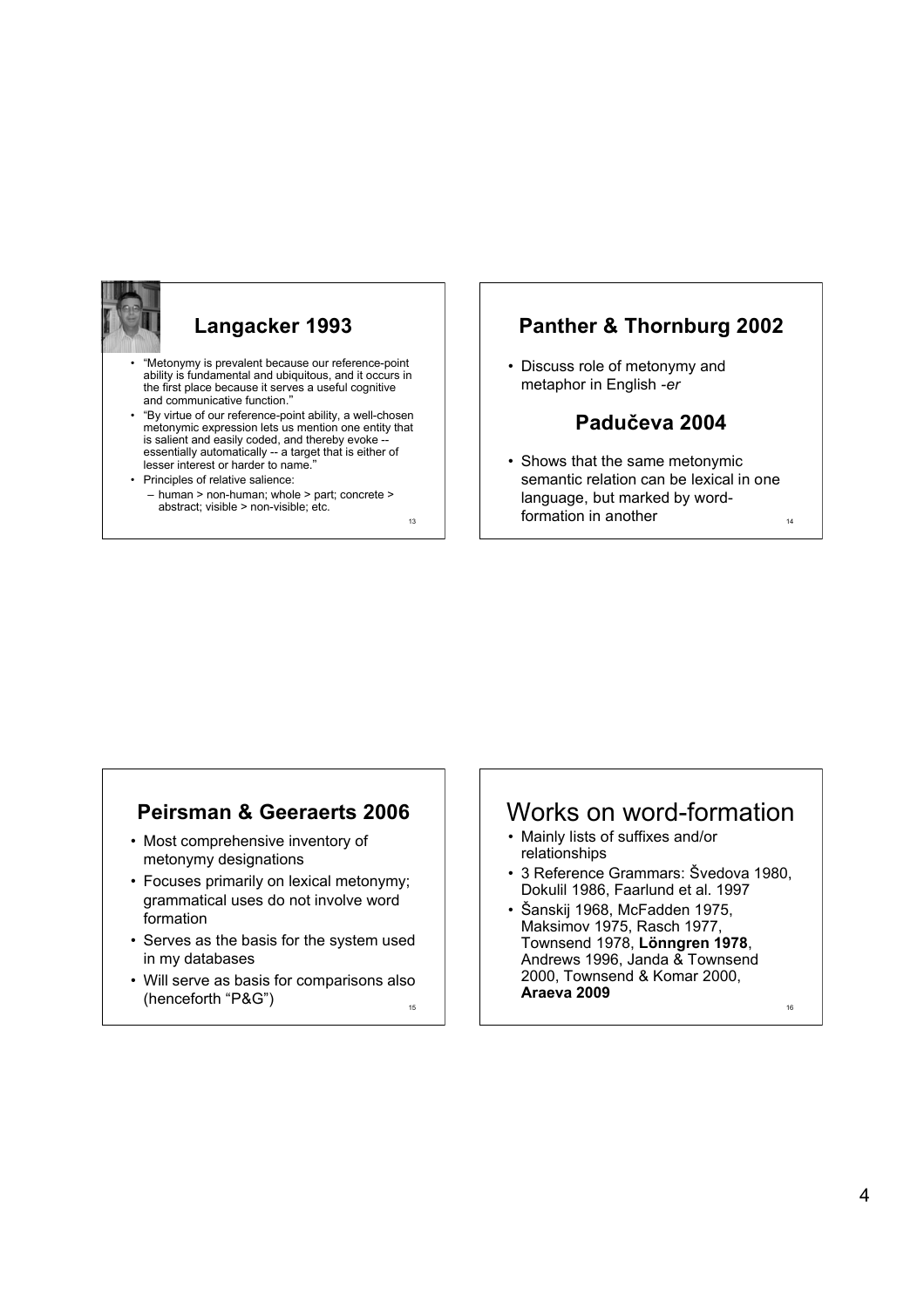## Langacker 1993

- "Metonymy is prevalent because our reference-point ability is fundamental and ubiquitous, and it occurs in the first place because it serves a useful cognitive and communicative function."
- "By virtue of our reference-point ability, a well-chosen metonymic expression lets us mention one entity that is salient and easily coded, and thereby evoke -- essentially automatically -- a target that is either of lesser interest or harder to name."
- Principles of relative salience:
  - human > non-human; whole > part; concrete > abstract; visible > non-visible; etc.

## Panther & Thornburg 2002

- Discuss role of metonymy and metaphor in English *-er*

## Padučeva 2004

- Shows that the same metonymic semantic relation can be lexical in one language, but marked by word-formation in another

## Peirsman & Geeraerts 2006

- Most comprehensive inventory of metonymy designations
- Focuses primarily on lexical metonymy; grammatical uses do not involve word formation
- Serves as the basis for the system used in my databases
- Will serve as basis for comparisons also (henceforth "P&G")

# Works on word-formation

- Mainly lists of suffixes and/or relationships
- 3 Reference Grammars: Švedova 1980, Dokulil 1986, Faarlund et al. 1997
- Šanskij 1968, McFadden 1975, Maksimov 1975, Rasch 1977, Townsend 1978, **Lönngren 1978**, Andrews 1996, Janda & Townsend 2000, Townsend & Komar 2000, **Araeva 2009**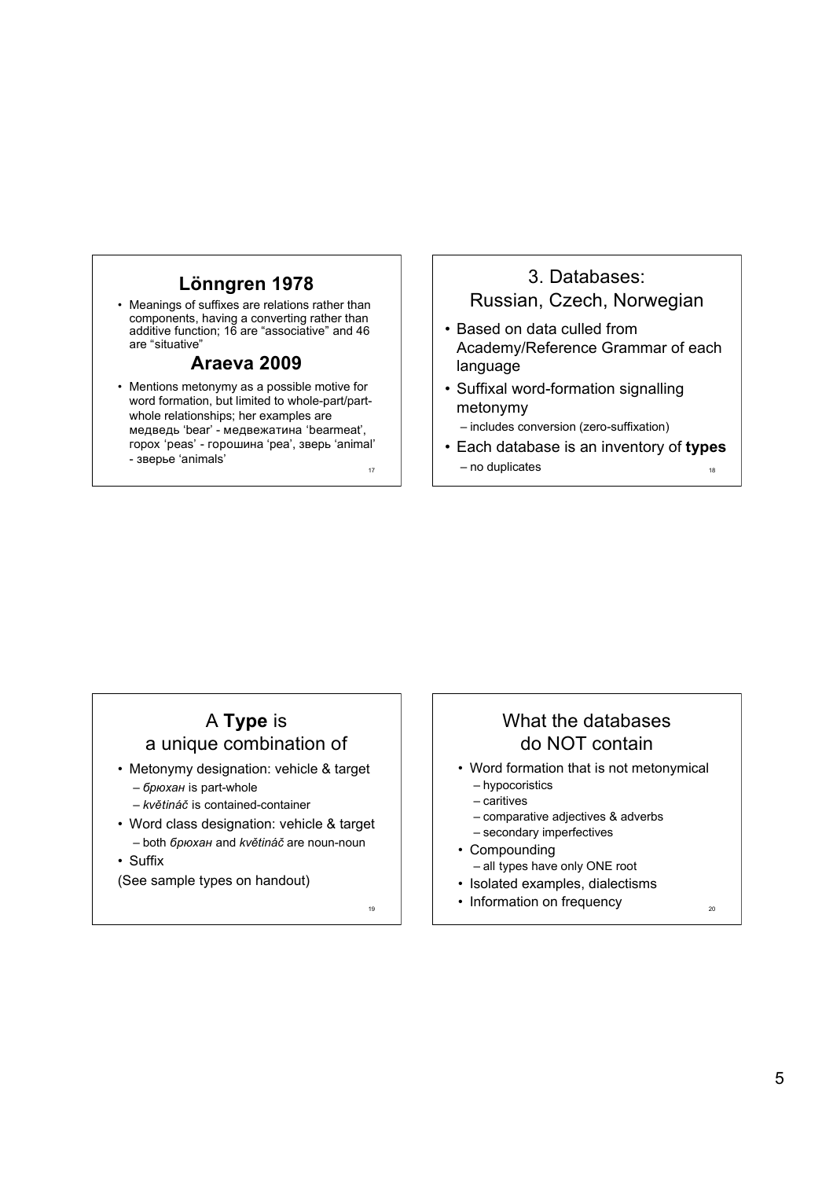## Lönngren 1978

- Meanings of suffixes are relations rather than components, having a converting rather than additive function; 16 are "associative" and 46 are "situative"

## Araeva 2009

- Mentions metonymy as a possible motive for word formation, but limited to whole-part/part-whole relationships; her examples are медведь 'bear' - медвежатина 'bearmeat', горох 'peas' - горошина 'pea', зверь 'animal' - зверье 'animals'

## 3. Databases: Russian, Czech, Norwegian

- Based on data culled from Academy/Reference Grammar of each language
- Suffixal word-formation signalling metonymy
  - includes conversion (zero-suffixation)
- Each database is an inventory of **types**
  - no duplicates

## A **Type** is a unique combination of

- Metonymy designation: vehicle & target
  - *брюхан* is part-whole
  - *květináč* is contained-container
- Word class designation: vehicle & target
  - both *брюхан* and *květináč* are noun-noun
- Suffix

(See sample types on handout)

## What the databases do NOT contain

- Word formation that is not metonymical
  - hypocoristics
  - caritives
  - comparative adjectives & adverbs
  - secondary imperfectives
- Compounding
  - all types have only ONE root
- Isolated examples, dialectisms
- Information on frequency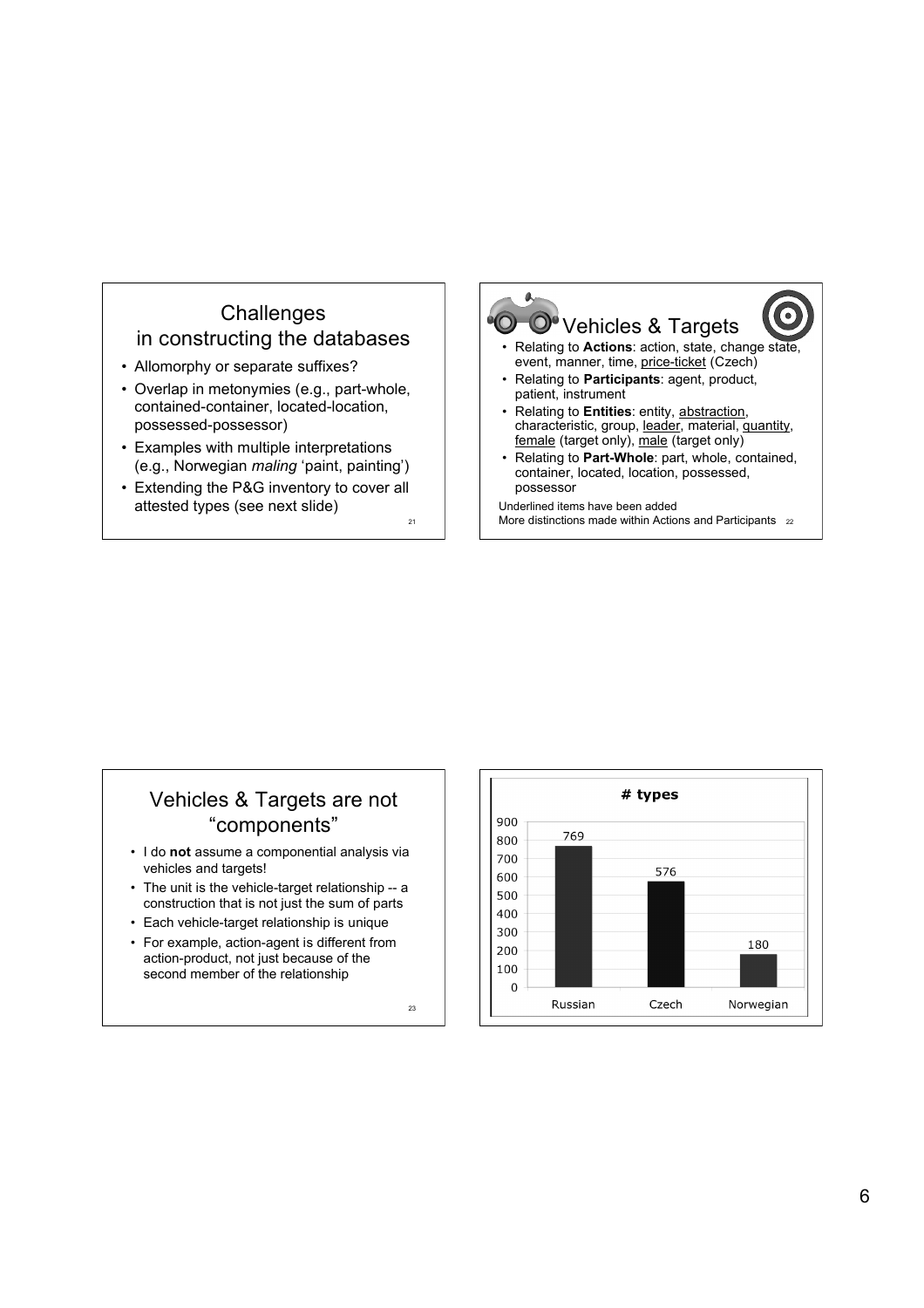## Challenges in constructing the databases

- Allomorphy or separate suffixes?
- Overlap in metonymies (e.g., part-whole, contained-container, located-location, possessed-possessor)
- Examples with multiple interpretations (e.g., Norwegian *maling* 'paint, painting')
- Extending the P&G inventory to cover all attested types (see next slide)

## Vehicles & Targets

- Relating to **Actions**: action, state, change state, event, manner, time, price-ticket (Czech)
- Relating to **Participants**: agent, product, patient, instrument
- Relating to **Entities**: entity, abstraction, characteristic, group, leader, material, quantity, female (target only), male (target only)
- Relating to **Part-Whole**: part, whole, contained, container, located, location, possessed, possessor

Underlined items have been added

More distinctions made within Actions and Participants

## Vehicles & Targets are not "components"

- I do **not** assume a componential analysis via vehicles and targets!
- The unit is the vehicle-target relationship -- a construction that is not just the sum of parts
- Each vehicle-target relationship is unique
- For example, action-agent is different from action-product, not just because of the second member of the relationship

**# types**

| Language | # types |
|---|---|
| Russian | 769 |
| Czech | 576 |
| Norwegian | 180 |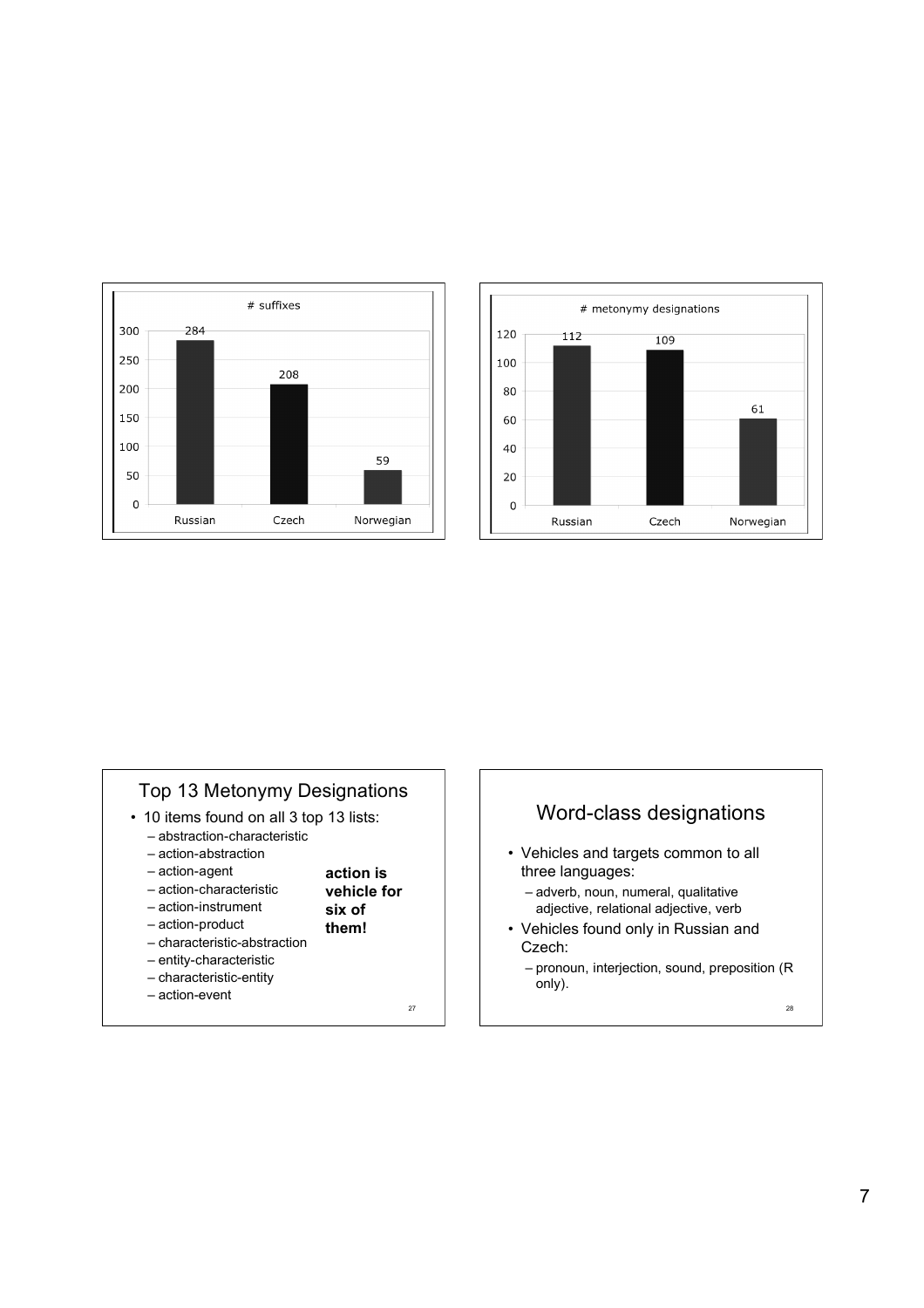**# suffixes**

| | Russian | Czech | Norwegian |
|---|---|---|---|
| # suffixes | 284 | 208 | 59 |

**# metonymy designations**

| | Russian | Czech | Norwegian |
|---|---|---|---|
| # metonymy designations | 112 | 109 | 61 |

## Top 13 Metonymy Designations

- 10 items found on all 3 top 13 lists:
  - abstraction-characteristic
  - action-abstraction
  - action-agent
  - action-characteristic
  - action-instrument
  - action-product
  - characteristic-abstraction
  - entity-characteristic
  - characteristic-entity
  - action-event

**action is vehicle for six of them!**

## Word-class designations

- Vehicles and targets common to all three languages:
  - adverb, noun, numeral, qualitative adjective, relational adjective, verb
- Vehicles found only in Russian and Czech:
  - pronoun, interjection, sound, preposition (R only).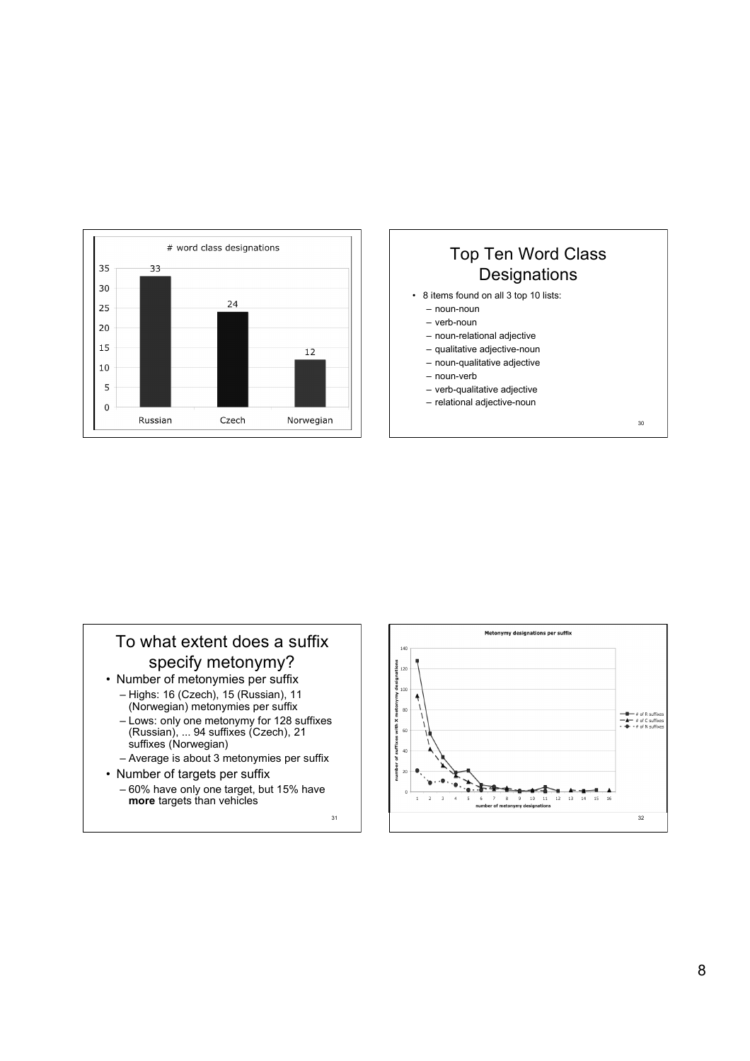# word class designations

| | Russian | Czech | Norwegian |
|---|---|---|---|
| # word class designations | 33 | 24 | 12 |

## Top Ten Word Class Designations

- 8 items found on all 3 top 10 lists:
  - noun-noun
  - verb-noun
  - noun-relational adjective
  - qualitative adjective-noun
  - noun-qualitative adjective
  - noun-verb
  - verb-qualitative adjective
  - relational adjective-noun

## To what extent does a suffix specify metonymy?

- Number of metonymies per suffix
  - Highs: 16 (Czech), 15 (Russian), 11 (Norwegian) metonymies per suffix
  - Lows: only one metonymy for 128 suffixes (Russian), ... 94 suffixes (Czech), 21 suffixes (Norwegian)
  - Average is about 3 metonymies per suffix
- Number of targets per suffix
  - 60% have only one target, but 15% have **more** targets than vehicles

Metonymy designations per suffix

(y-axis: number of suffixes with X metonymy designations; x-axis: number of metonymy designations; legend: # of R suffixes, # of C suffixes, # of N suffixes)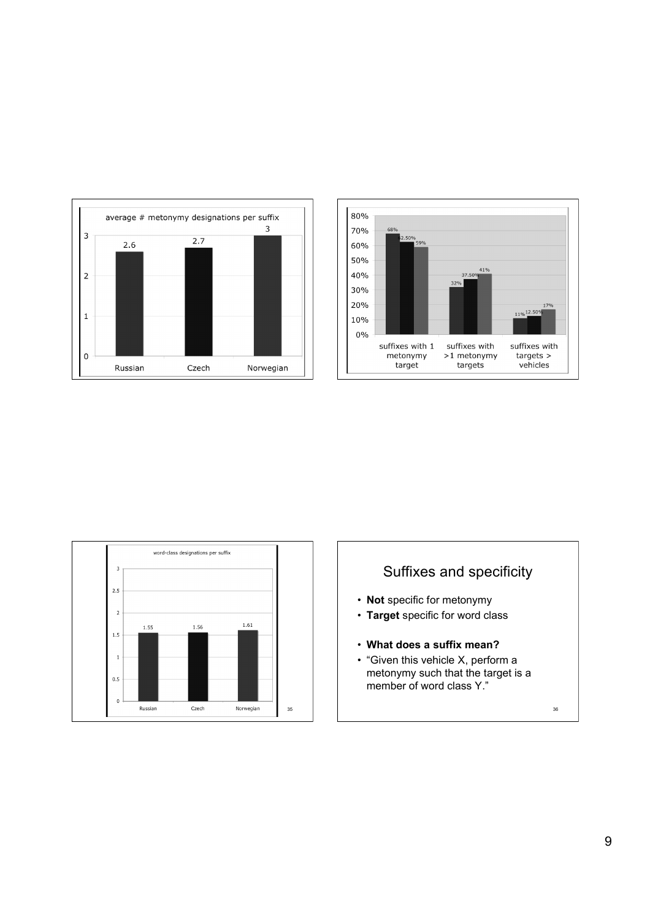average # metonymy designations per suffix

| | Russian | Czech | Norwegian |
|---|---|---|---|
| average # metonymy designations per suffix | 2.6 | 2.7 | 3 |

| | Russian | Czech | Norwegian |
|---|---|---|---|
| suffixes with 1 metonymy target | 68% | 62.50% | 59% |
| suffixes with >1 metonymy targets | 32% | 37.50% | 41% |
| suffixes with targets > vehicles | 11% | 12.50% | 17% |

word-class designations per suffix

| | Russian | Czech | Norwegian |
|---|---|---|---|
| word-class designations per suffix | 1.55 | 1.56 | 1.61 |

## Suffixes and specificity

- **Not** specific for metonymy
- **Target** specific for word class
- **What does a suffix mean?**
- "Given this vehicle X, perform a metonymy such that the target is a member of word class Y."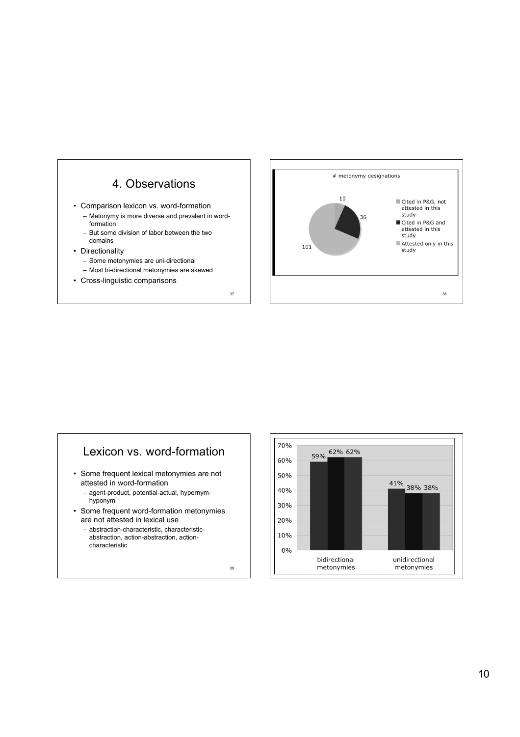## 4. Observations

- Comparison lexicon vs. word-formation
  - Metonymy is more diverse and prevalent in word-formation
  - But some division of labor between the two domains
- Directionality
  - Some metonymies are uni-directional
  - Most bi-directional metonymies are skewed
- Cross-linguistic comparisons

\# metonymy designations

- Cited in P&G, not attested in this study: 10
- Cited in P&G and attested in this study: 36
- Attested only in this study: 101

## Lexicon vs. word-formation

- Some frequent lexical metonymies are not attested in word-formation
  - agent-product, potential-actual, hypernym-hyponym
- Some frequent word-formation metonymies are not attested in lexical use
  - abstraction-characteristic, characteristic-abstraction, action-abstraction, action-characteristic

| | | | |
|---|---|---|---|
| bidirectional metonymies | 59% | 62% | 62% |
| unidirectional metonymies | 41% | 38% | 38% |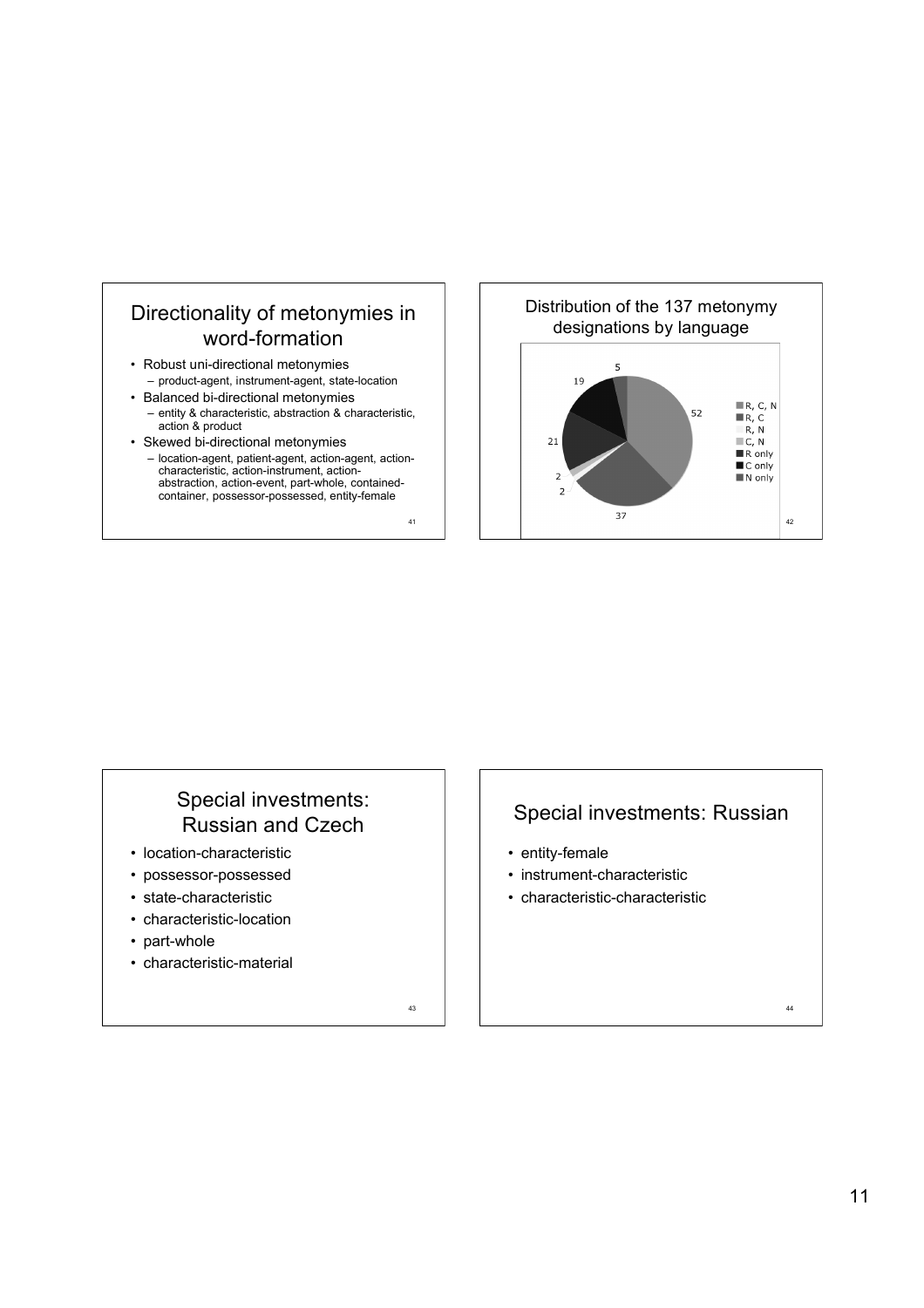## Directionality of metonymies in word-formation

- Robust uni-directional metonymies
  - product-agent, instrument-agent, state-location
- Balanced bi-directional metonymies
  - entity & characteristic, abstraction & characteristic, action & product
- Skewed bi-directional metonymies
  - location-agent, patient-agent, action-agent, action-characteristic, action-instrument, action-abstraction, action-event, part-whole, contained-container, possessor-possessed, entity-female

## Distribution of the 137 metonymy designations by language

| Language(s) | Count |
| --- | --- |
| R, C, N | 52 |
| R, C | 37 |
| R, N | 2 |
| C, N | 2 |
| R only | 21 |
| C only | 19 |
| N only | 5 |

## Special investments: Russian and Czech

- location-characteristic
- possessor-possessed
- state-characteristic
- characteristic-location
- part-whole
- characteristic-material

## Special investments: Russian

- entity-female
- instrument-characteristic
- characteristic-characteristic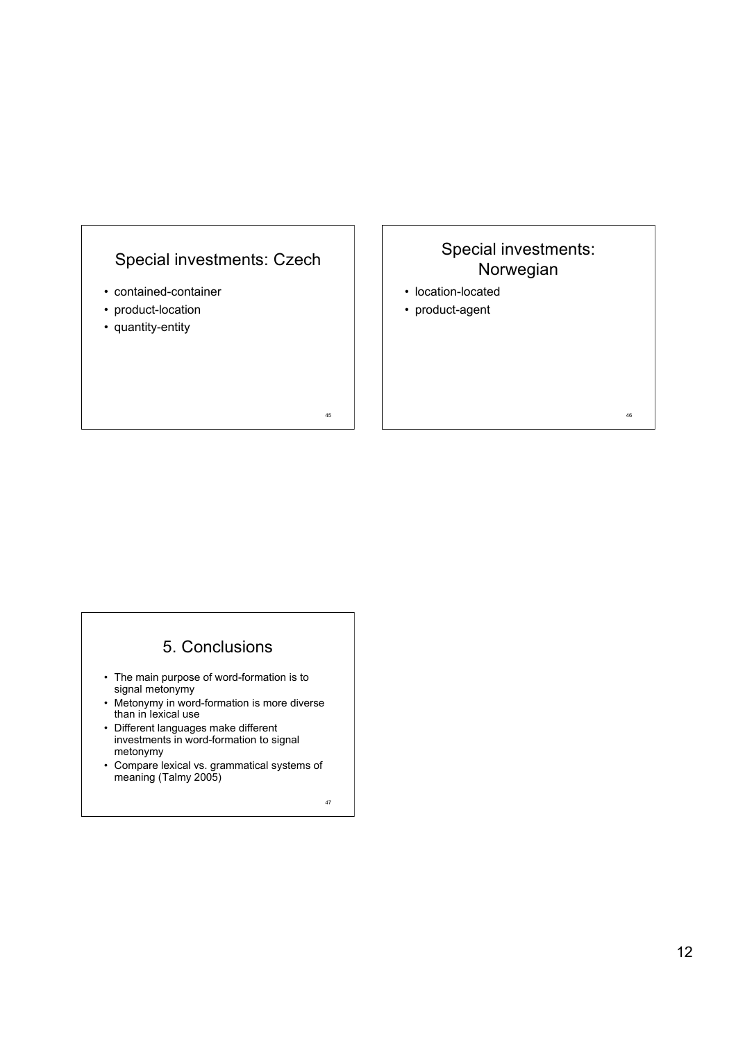## Special investments: Czech

- contained-container
- product-location
- quantity-entity

## Special investments: Norwegian

- location-located
- product-agent

## 5. Conclusions

- The main purpose of word-formation is to signal metonymy
- Metonymy in word-formation is more diverse than in lexical use
- Different languages make different investments in word-formation to signal metonymy
- Compare lexical vs. grammatical systems of meaning (Talmy 2005)